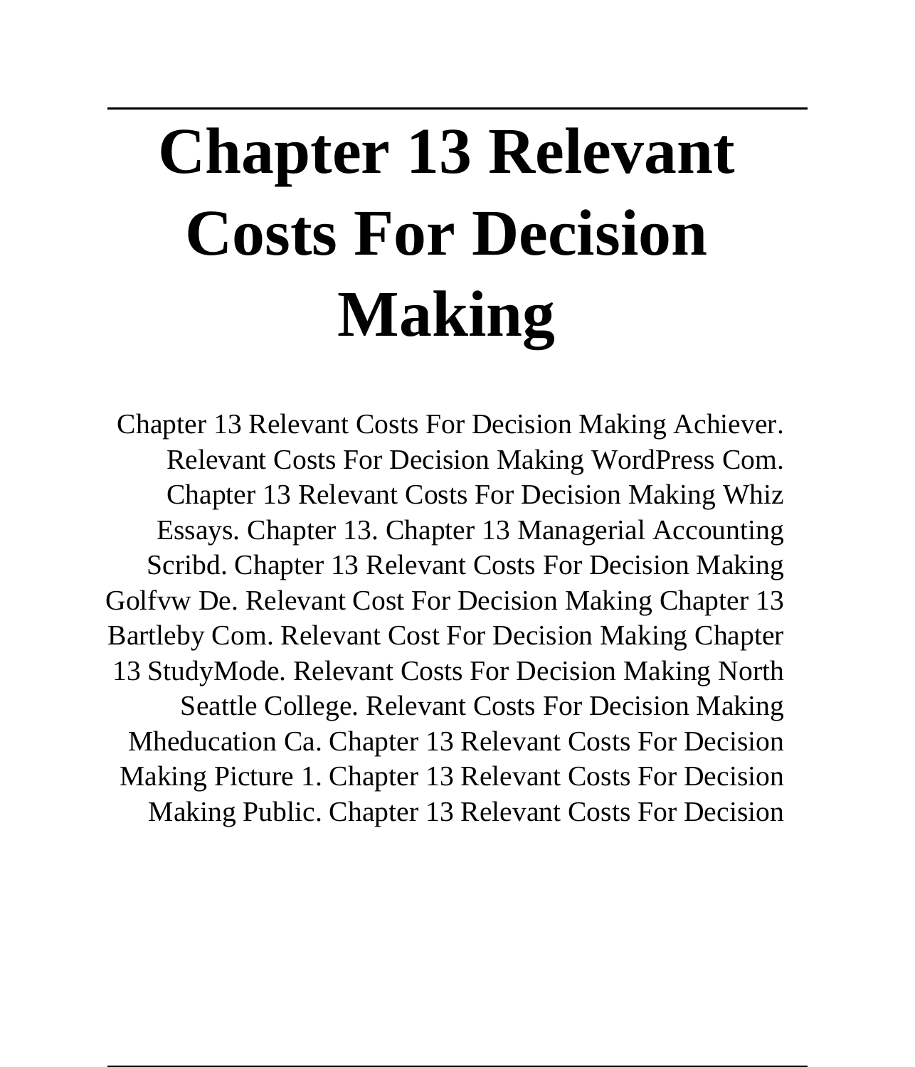# Chapter 13 Relevant Costs For Decision Making

Chapter 13 Relevant Costs For Decision Making Achiever. Relevant Costs For Decision Making WordPress Com. Chapter 13 Relevant Costs For Decision Making Whiz Essays. Chapter 13. Chapter 13 Managerial Accounting Scribd. Chapter 13 Relevant Costs For Decision Making Golfvw De. Relevant Cost For Decision Making Chapter 13 Bartleby Com. Relevant Cost For Decision Making Chapter 13 StudyMode. Relevant Costs For Decision Making North Seattle College. Relevant Costs For Decision Making Mheducation Ca. Chapter 13 Relevant Costs For Decision Making Picture 1. Chapter 13 Relevant Costs For Decision Making Public. Chapter 13 Relevant Costs For Decision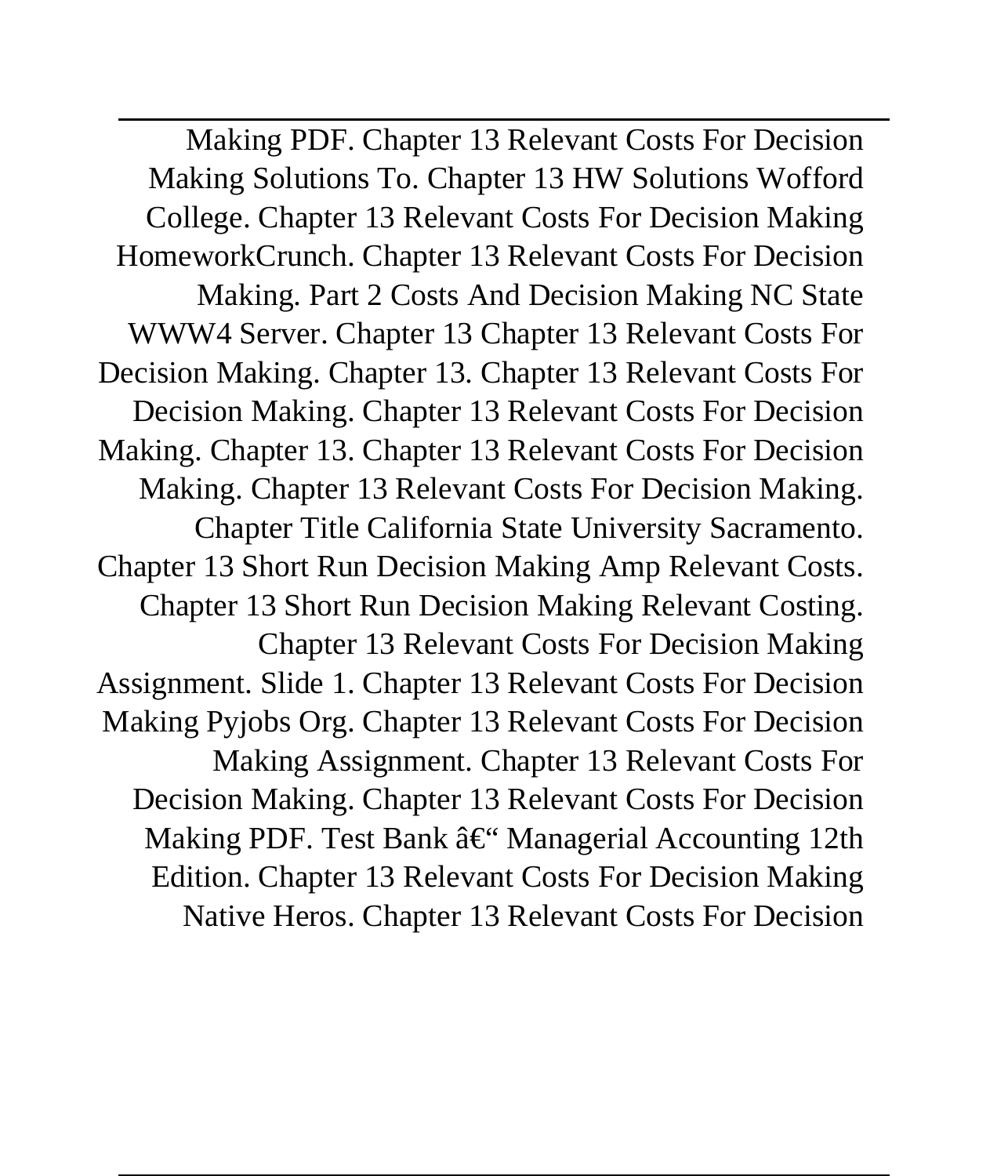Making PDF. Chapter 13 Relevant Costs For Decision Making Solutions To. Chapter 13 HW Solutions Wofford College. Chapter 13 Relevant Costs For Decision Making HomeworkCrunch. Chapter 13 Relevant Costs For Decision Making. Part 2 Costs And Decision Making NC State WWW4 Server. Chapter 13 Chapter 13 Relevant Costs For Decision Making. Chapter 13. Chapter 13 Relevant Costs For Decision Making. Chapter 13 Relevant Costs For Decision Making. Chapter 13. Chapter 13 Relevant Costs For Decision Making. Chapter 13 Relevant Costs For Decision Making. Chapter Title California State University Sacramento. Chapter 13 Short Run Decision Making Amp Relevant Costs. Chapter 13 Short Run Decision Making Relevant Costing. Chapter 13 Relevant Costs For Decision Making Assignment. Slide 1. Chapter 13 Relevant Costs For Decision Making Pyjobs Org. Chapter 13 Relevant Costs For Decision Making Assignment. Chapter 13 Relevant Costs For Decision Making. Chapter 13 Relevant Costs For Decision Making PDF. Test Bank â€“ Managerial Accounting 12th Edition. Chapter 13 Relevant Costs For Decision Making Native Heros. Chapter 13 Relevant Costs For Decision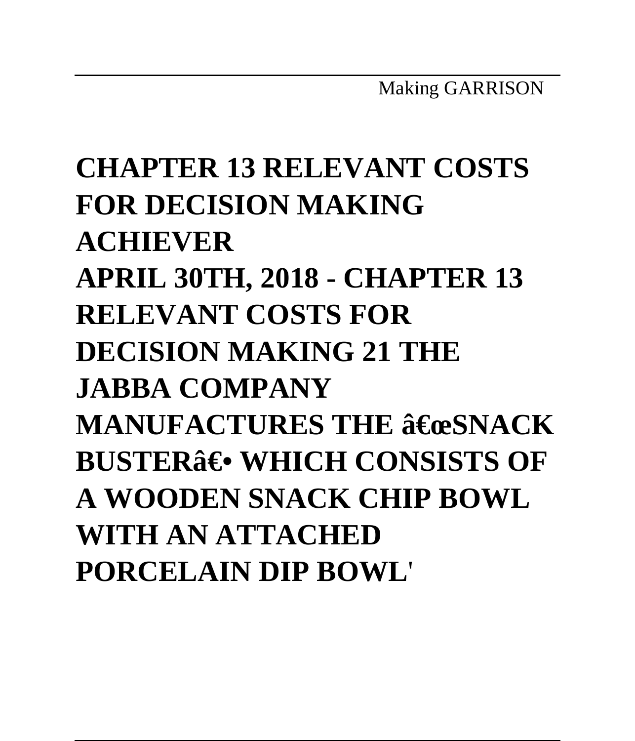**CHAPTER 13 RELEVANT COSTS FOR DECISION MAKING ACHIEVER**

**APRIL 30TH, 2018 - CHAPTER 13 RELEVANT COSTS FOR DECISION MAKING 21 THE JABBA COMPANY MANUFACTURES THE â€œSNACK BUSTERâ€• WHICH CONSISTS OF A WOODEN SNACK CHIP BOWL WITH AN ATTACHED PORCELAIN DIP BOWL**'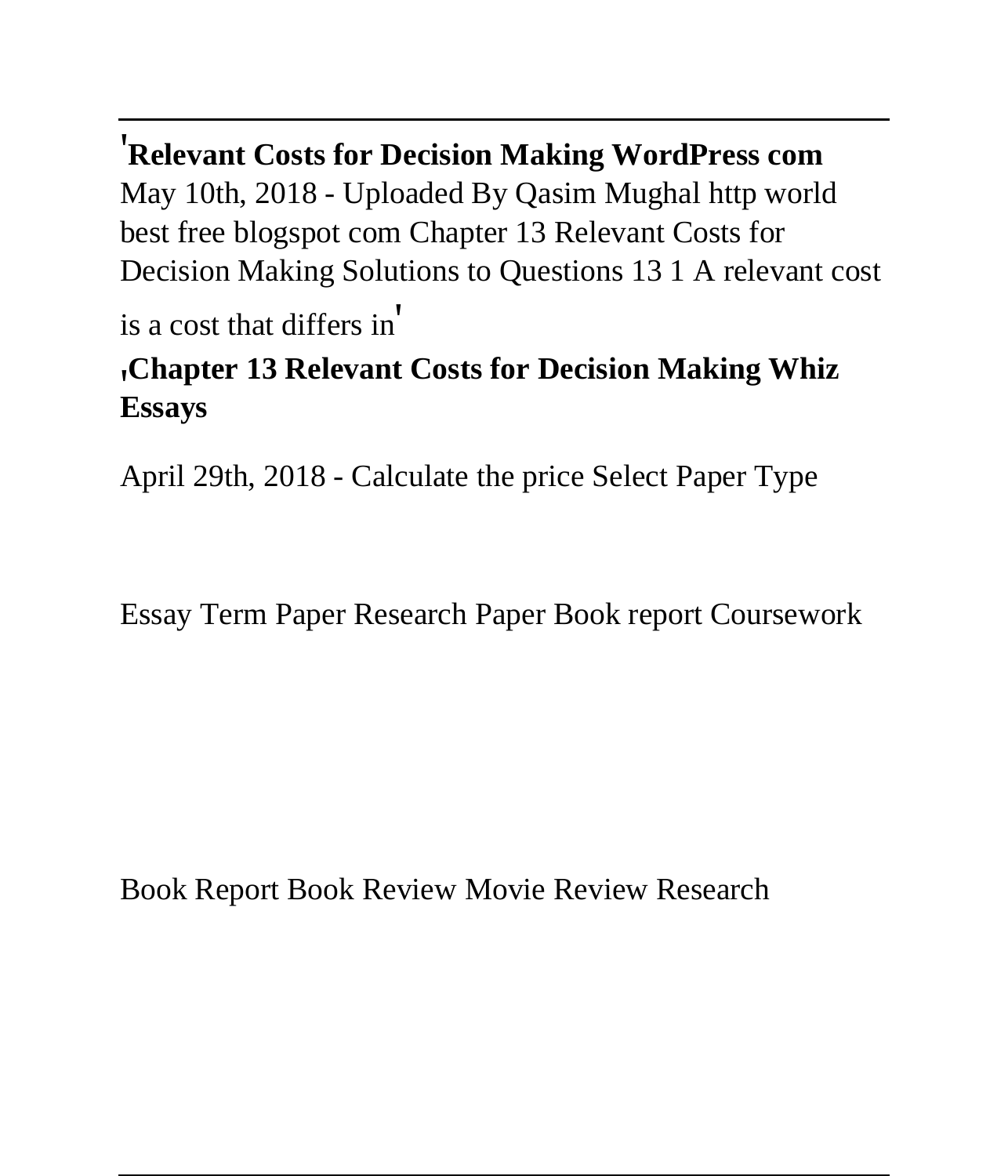'**Relevant Costs for Decision Making WordPress com**
May 10th, 2018 - Uploaded By Qasim Mughal http world best free blogspot com Chapter 13 Relevant Costs for Decision Making Solutions to Questions 13 1 A relevant cost is a cost that differs in'

'**Chapter 13 Relevant Costs for Decision Making Whiz Essays**

April 29th, 2018 - Calculate the price Select Paper Type

Essay Term Paper Research Paper Book report Coursework

Book Report Book Review Movie Review Research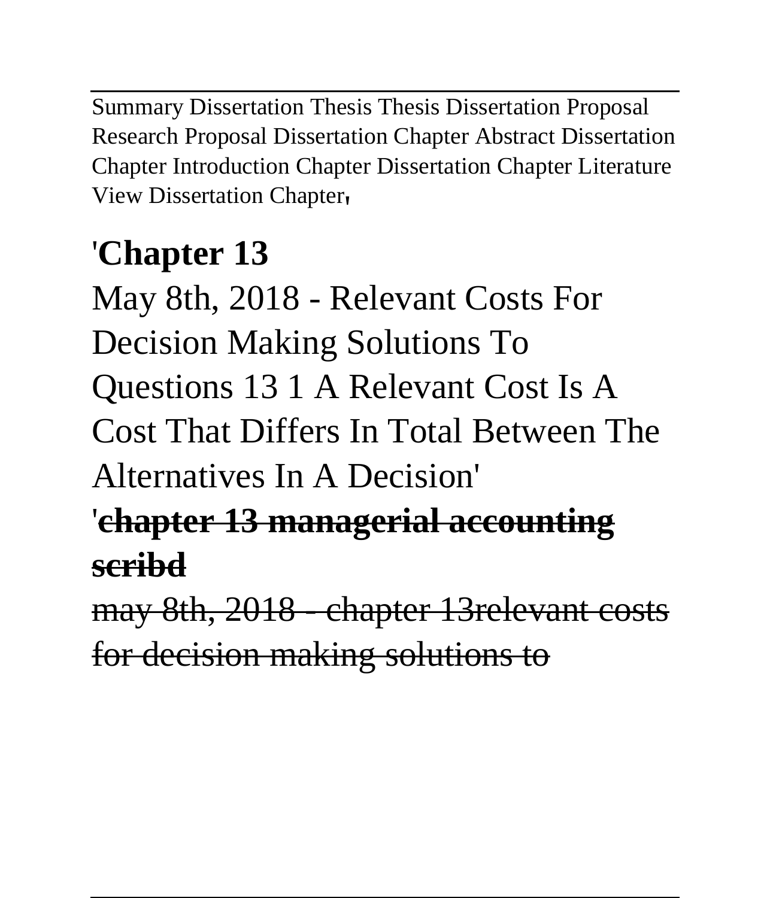Summary Dissertation Thesis Thesis Dissertation Proposal Research Proposal Dissertation Chapter Abstract Dissertation Chapter Introduction Chapter Dissertation Chapter Literature View Dissertation Chapter'

## 'Chapter 13

May 8th, 2018 - Relevant Costs For Decision Making Solutions To Questions 13 1 A Relevant Cost Is A Cost That Differs In Total Between The Alternatives In A Decision'

'**~~chapter 13 managerial accounting scribd~~**

~~may 8th, 2018 - chapter 13relevant costs for decision making solutions to~~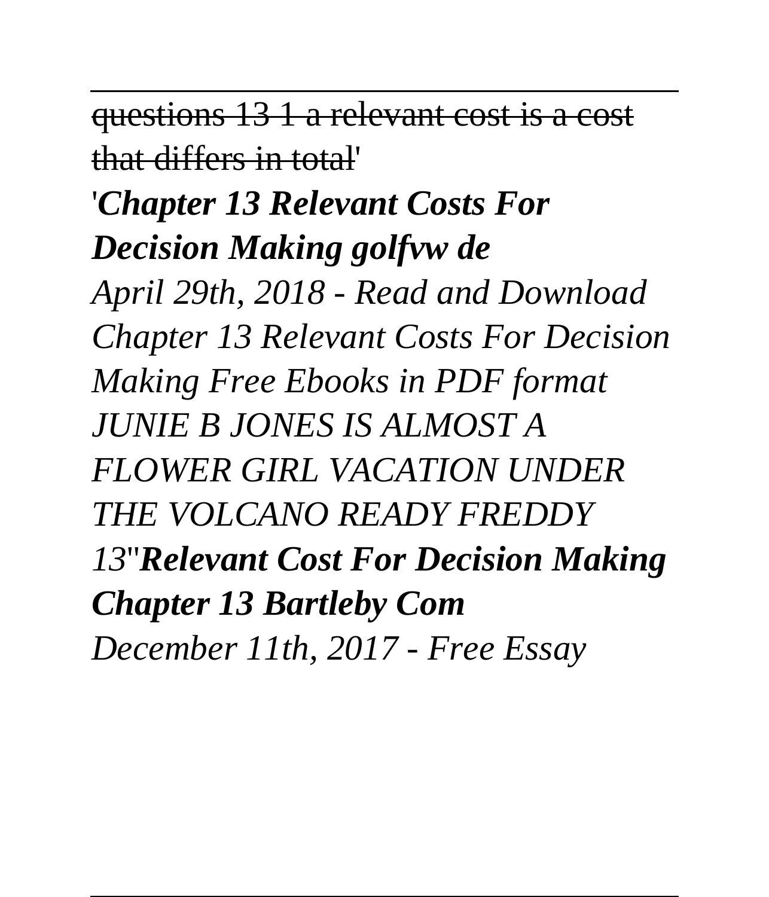~~questions 13 1 a relevant cost is a cost that differs in total~~'

'***Chapter 13 Relevant Costs For Decision Making golfvw de***

*April 29th, 2018 - Read and Download Chapter 13 Relevant Costs For Decision Making Free Ebooks in PDF format JUNIE B JONES IS ALMOST A FLOWER GIRL VACATION UNDER THE VOLCANO READY FREDDY 13*''***Relevant Cost For Decision Making Chapter 13 Bartleby Com***

*December 11th, 2017 - Free Essay*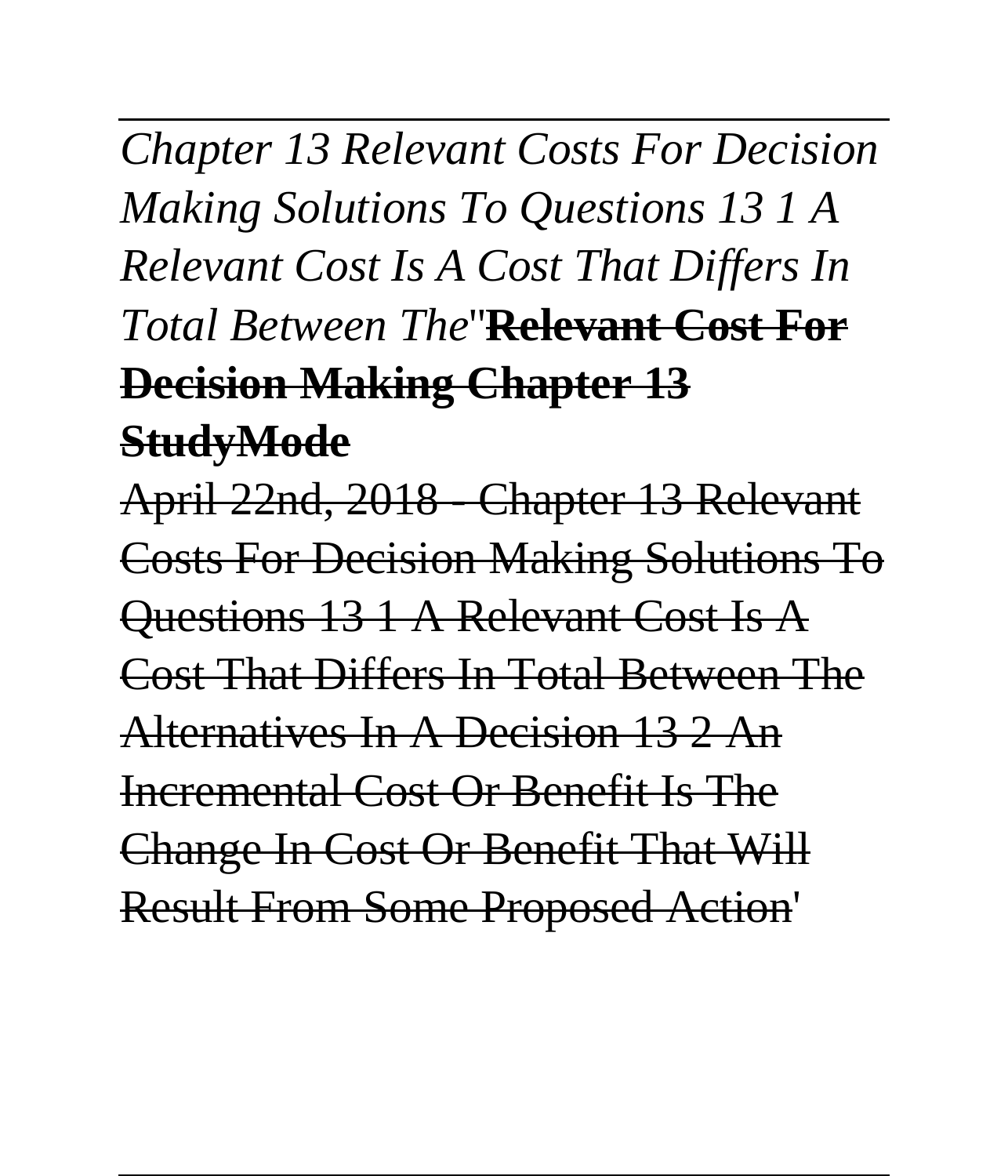*Chapter 13 Relevant Costs For Decision Making Solutions To Questions 13 1 A Relevant Cost Is A Cost That Differs In Total Between The*''~~**Relevant Cost For Decision Making Chapter 13 StudyMode**~~

~~April 22nd, 2018 - Chapter 13 Relevant Costs For Decision Making Solutions To Questions 13 1 A Relevant Cost Is A Cost That Differs In Total Between The Alternatives In A Decision 13 2 An Incremental Cost Or Benefit Is The Change In Cost Or Benefit That Will Result From Some Proposed Action~~'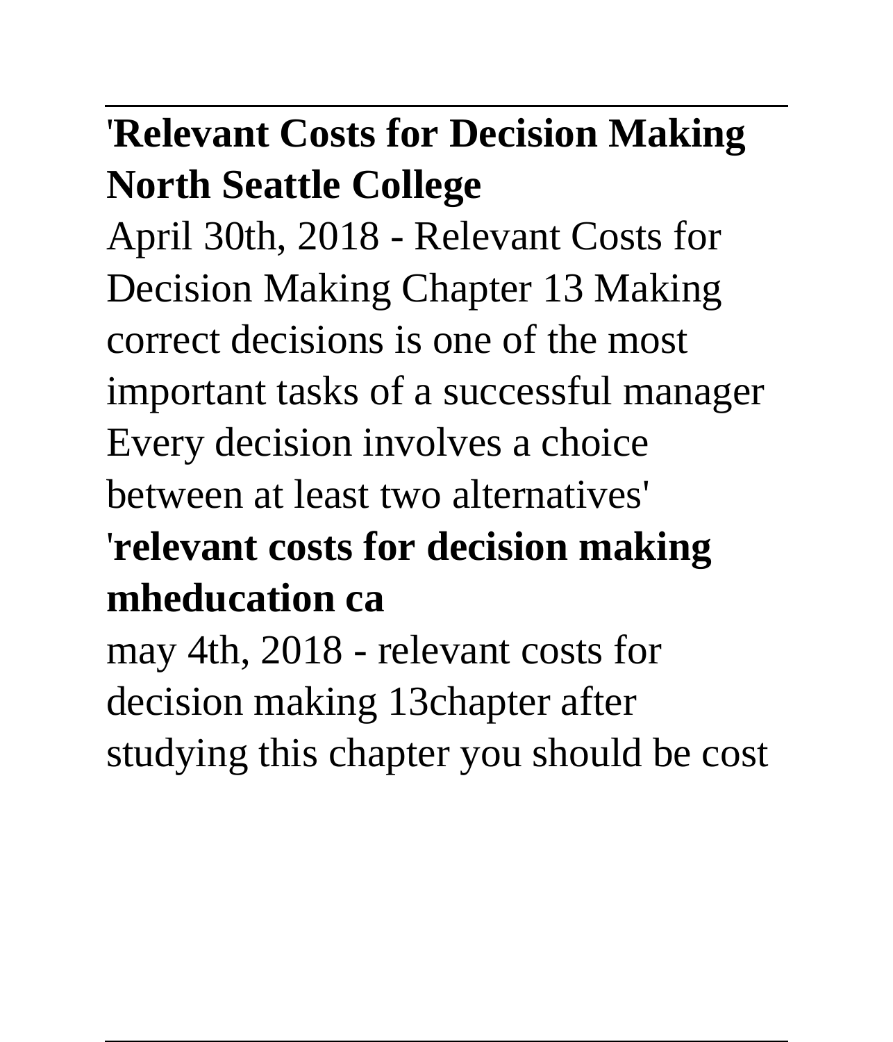'**Relevant Costs for Decision Making North Seattle College**

April 30th, 2018 - Relevant Costs for Decision Making Chapter 13 Making correct decisions is one of the most important tasks of a successful manager Every decision involves a choice between at least two alternatives'

'**relevant costs for decision making mheducation ca**

may 4th, 2018 - relevant costs for decision making 13chapter after studying this chapter you should be cost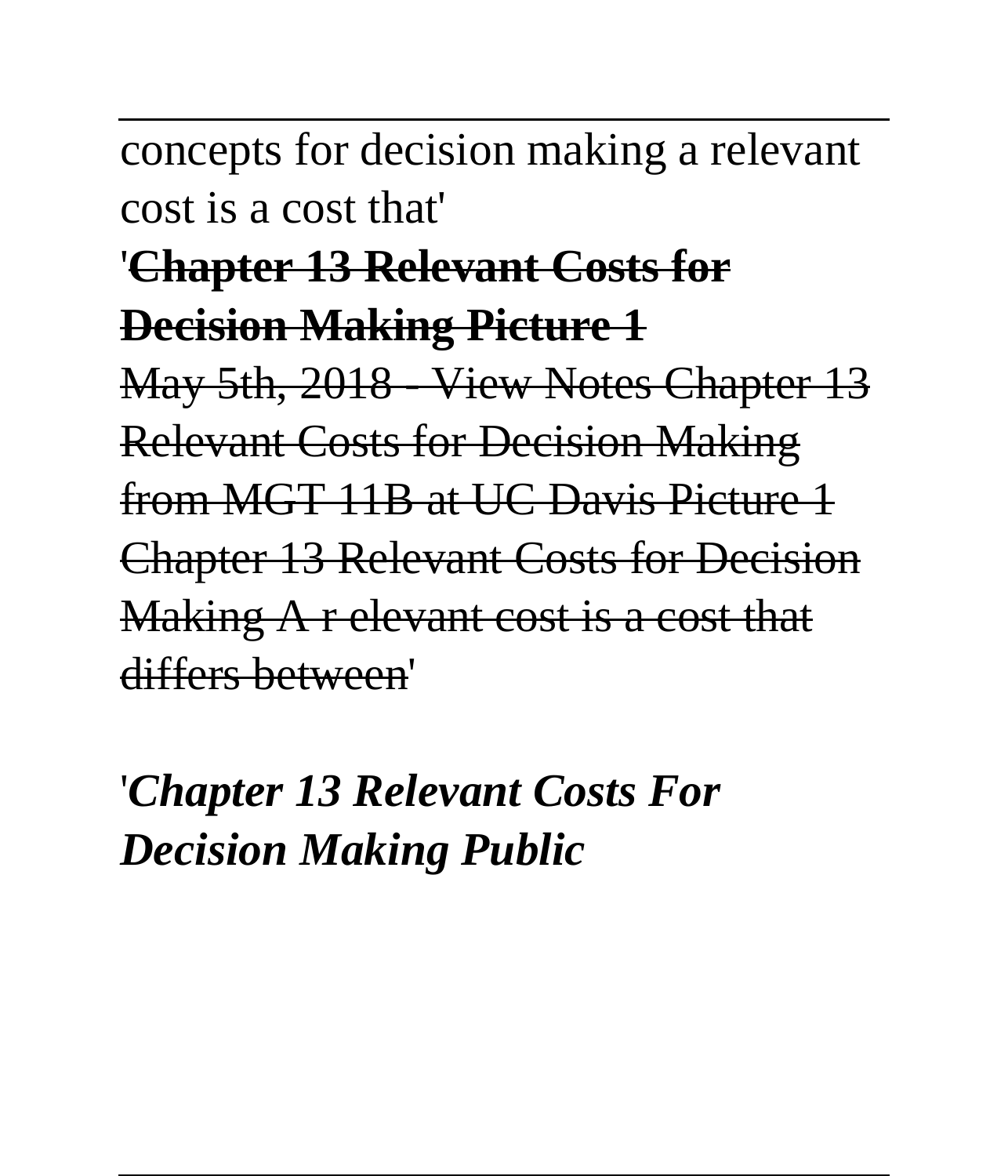concepts for decision making a relevant cost is a cost that'

'~~**Chapter 13 Relevant Costs for Decision Making Picture 1**~~

~~May 5th, 2018 - View Notes Chapter 13 Relevant Costs for Decision Making from MGT 11B at UC Davis Picture 1 Chapter 13 Relevant Costs for Decision Making A r elevant cost is a cost that differs between~~'

'***Chapter 13 Relevant Costs For Decision Making Public***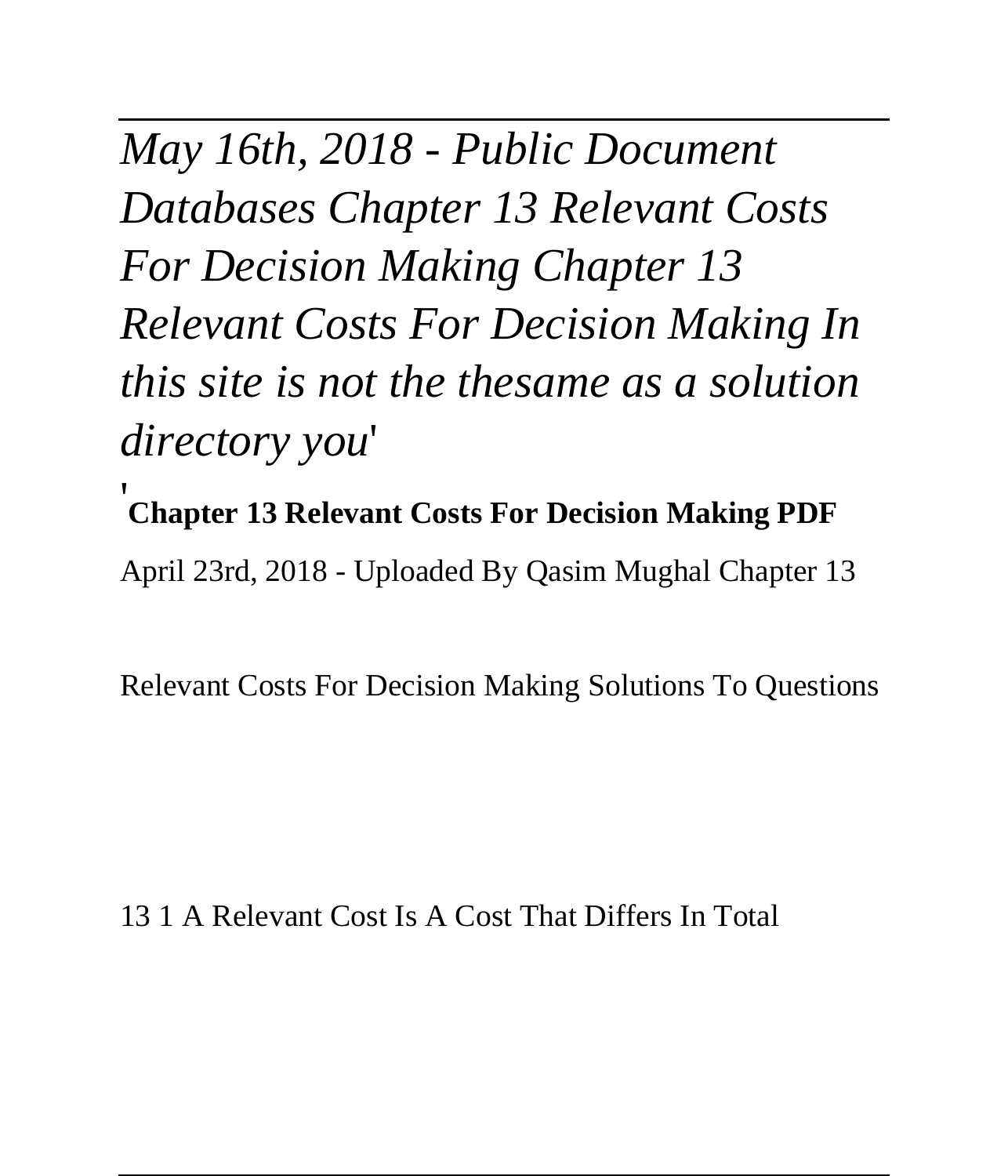*May 16th, 2018 - Public Document Databases Chapter 13 Relevant Costs For Decision Making Chapter 13 Relevant Costs For Decision Making In this site is not the thesame as a solution directory you*'

'**Chapter 13 Relevant Costs For Decision Making PDF**

April 23rd, 2018 - Uploaded By Qasim Mughal Chapter 13

Relevant Costs For Decision Making Solutions To Questions

13 1 A Relevant Cost Is A Cost That Differs In Total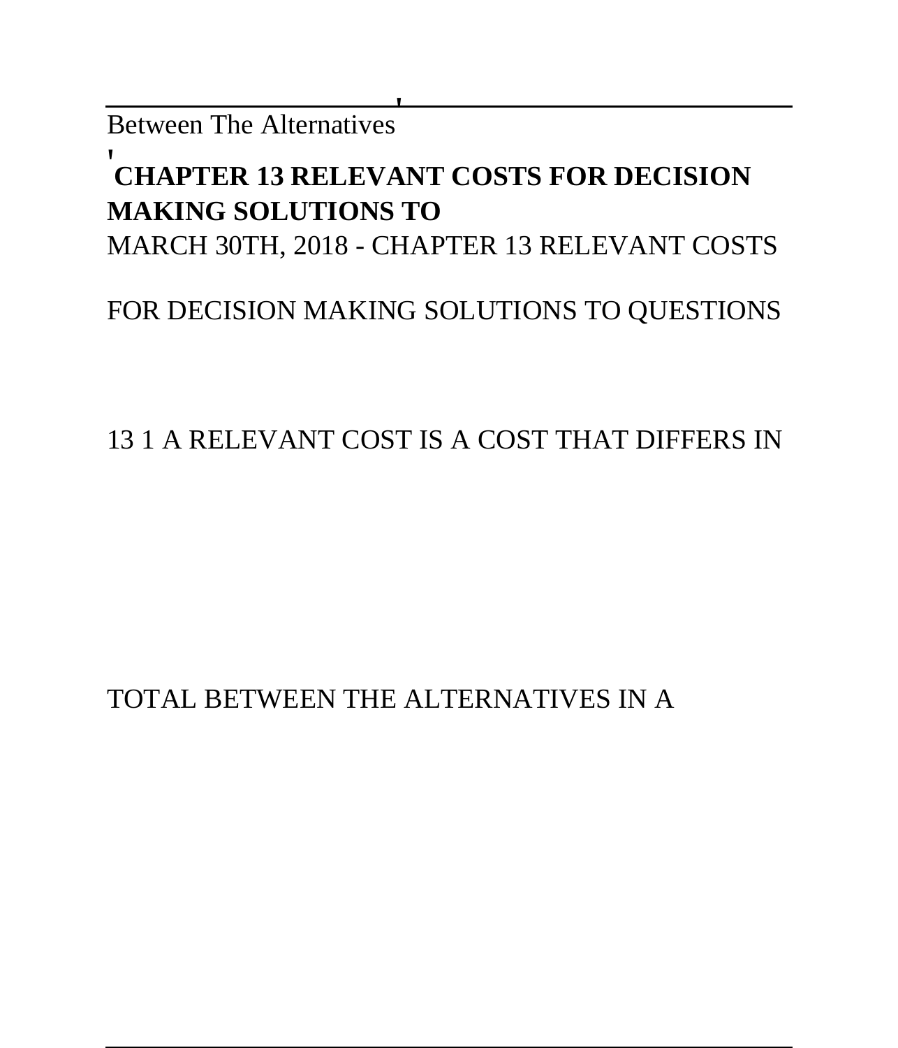Between The Alternatives'

'**CHAPTER 13 RELEVANT COSTS FOR DECISION MAKING SOLUTIONS TO**

MARCH 30TH, 2018 - CHAPTER 13 RELEVANT COSTS FOR DECISION MAKING SOLUTIONS TO QUESTIONS 13 1 A RELEVANT COST IS A COST THAT DIFFERS IN TOTAL BETWEEN THE ALTERNATIVES IN A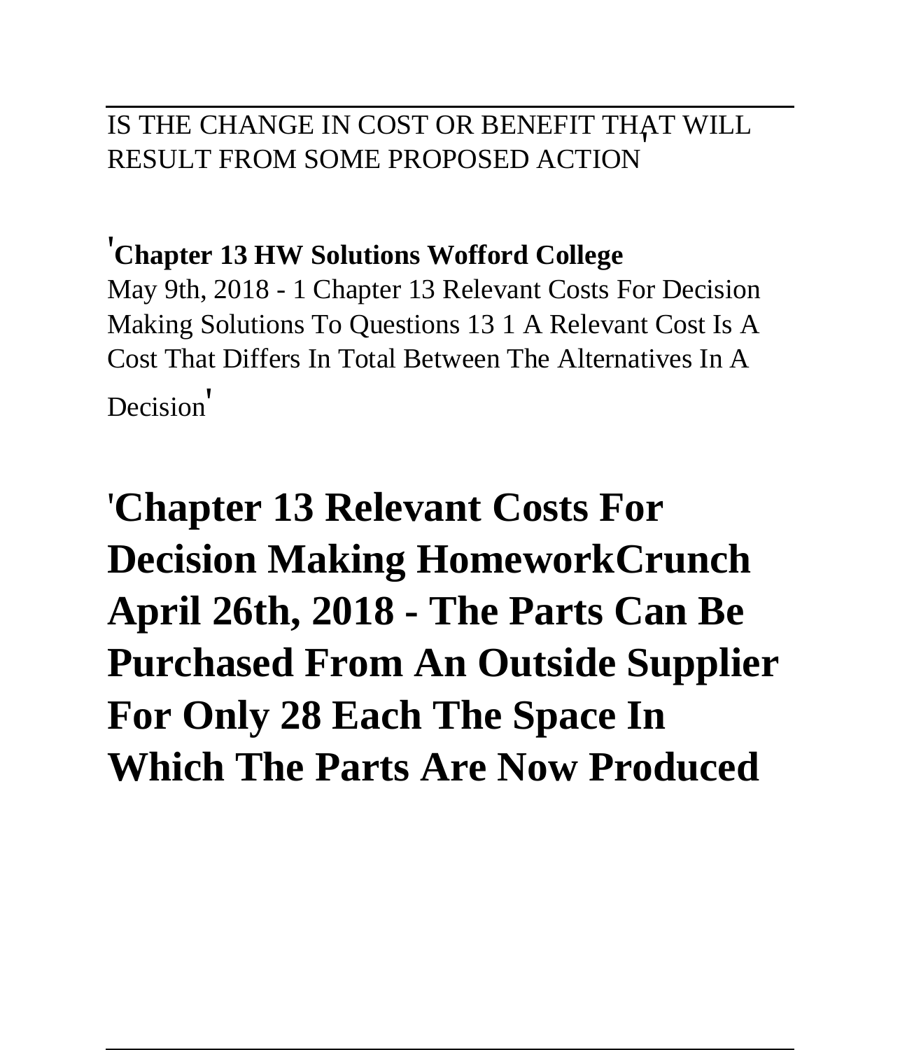IS THE CHANGE IN COST OR BENEFIT THAT WILL RESULT FROM SOME PROPOSED ACTION'

'**Chapter 13 HW Solutions Wofford College**
May 9th, 2018 - 1 Chapter 13 Relevant Costs For Decision Making Solutions To Questions 13 1 A Relevant Cost Is A Cost That Differs In Total Between The Alternatives In A Decision'

## 'Chapter 13 Relevant Costs For Decision Making HomeworkCrunch April 26th, 2018 - The Parts Can Be Purchased From An Outside Supplier For Only 28 Each The Space In Which The Parts Are Now Produced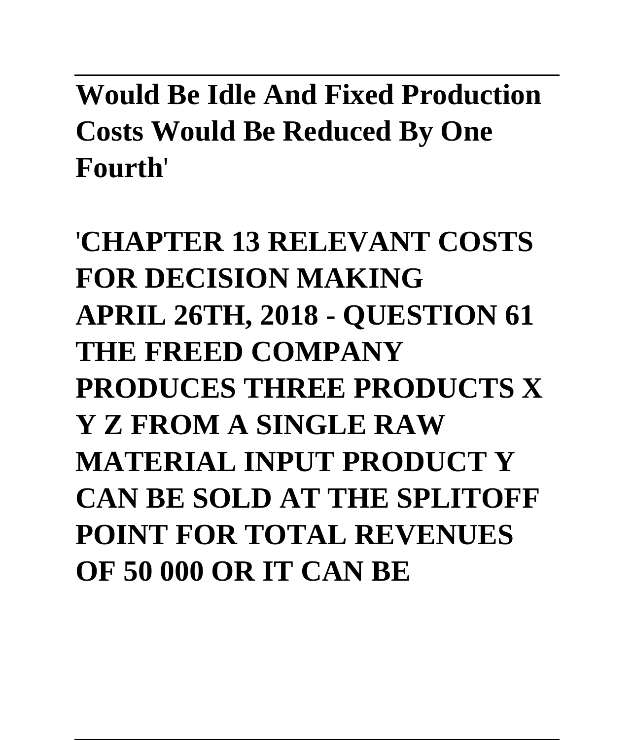**Would Be Idle And Fixed Production Costs Would Be Reduced By One Fourth'**

**'CHAPTER 13 RELEVANT COSTS FOR DECISION MAKING APRIL 26TH, 2018 - QUESTION 61 THE FREED COMPANY PRODUCES THREE PRODUCTS X Y Z FROM A SINGLE RAW MATERIAL INPUT PRODUCT Y CAN BE SOLD AT THE SPLITOFF POINT FOR TOTAL REVENUES OF 50 000 OR IT CAN BE**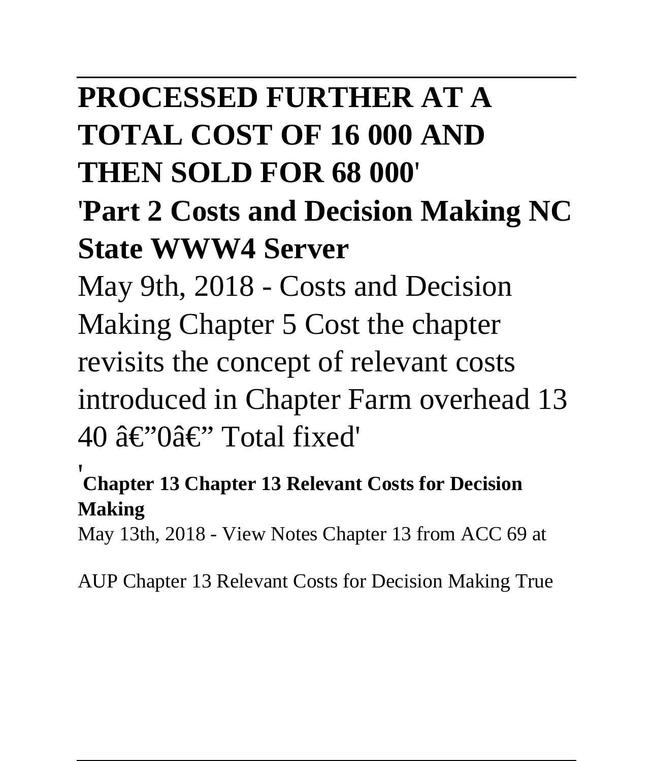## PROCESSED FURTHER AT A TOTAL COST OF 16 000 AND THEN SOLD FOR 68 000'

## 'Part 2 Costs and Decision Making NC State WWW4 Server

May 9th, 2018 - Costs and Decision Making Chapter 5 Cost the chapter revisits the concept of relevant costs introduced in Chapter Farm overhead 13 40 â€"0â€" Total fixed'

'

**Chapter 13 Chapter 13 Relevant Costs for Decision Making**

May 13th, 2018 - View Notes Chapter 13 from ACC 69 at AUP Chapter 13 Relevant Costs for Decision Making True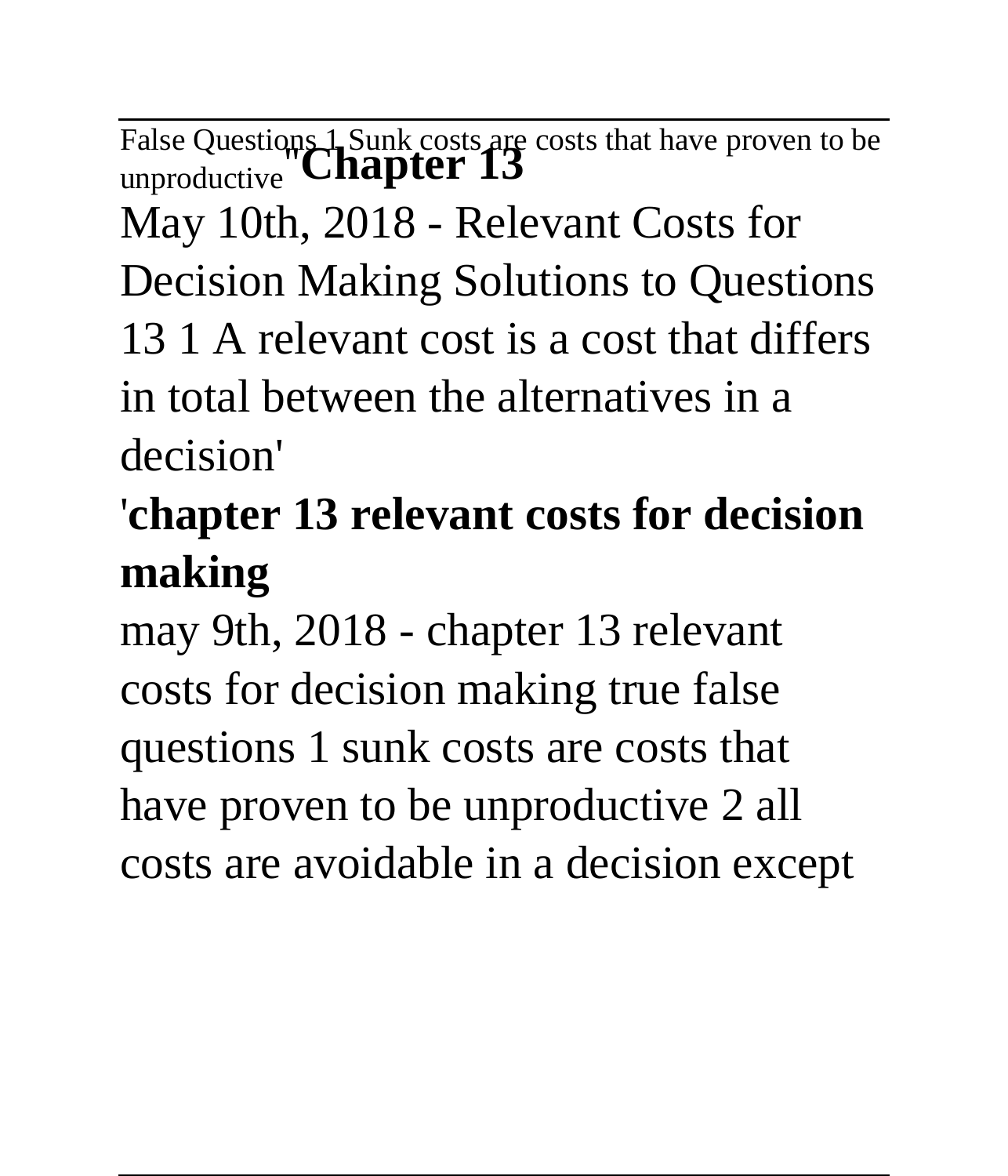False Questions 1 Sunk costs are costs that have proven to be unproductive''**Chapter 13**

May 10th, 2018 - Relevant Costs for Decision Making Solutions to Questions 13 1 A relevant cost is a cost that differs in total between the alternatives in a decision'

## '**chapter 13 relevant costs for decision making**

may 9th, 2018 - chapter 13 relevant costs for decision making true false questions 1 sunk costs are costs that have proven to be unproductive 2 all costs are avoidable in a decision except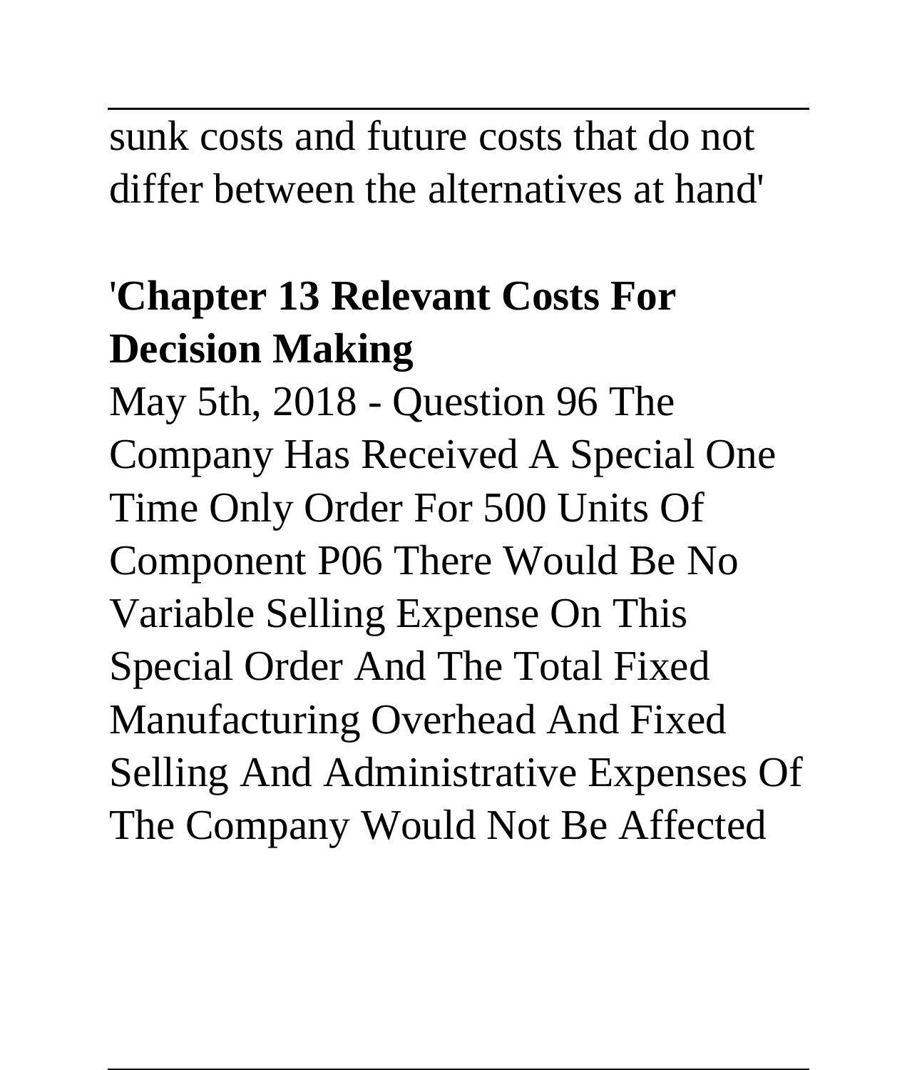sunk costs and future costs that do not differ between the alternatives at hand'

'**Chapter 13 Relevant Costs For Decision Making**

May 5th, 2018 - Question 96 The Company Has Received A Special One Time Only Order For 500 Units Of Component P06 There Would Be No Variable Selling Expense On This Special Order And The Total Fixed Manufacturing Overhead And Fixed Selling And Administrative Expenses Of The Company Would Not Be Affected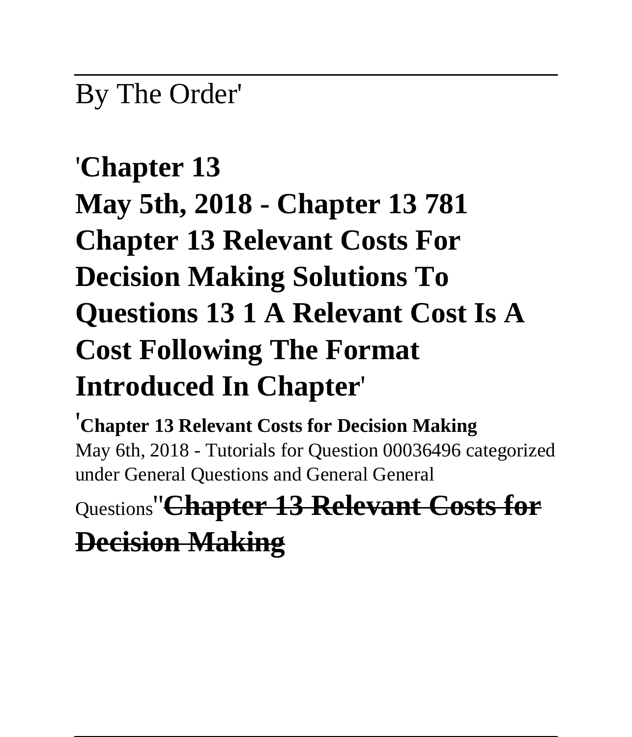By The Order'

## 'Chapter 13 May 5th, 2018 - Chapter 13 781 Chapter 13 Relevant Costs For Decision Making Solutions To Questions 13 1 A Relevant Cost Is A Cost Following The Format Introduced In Chapter'

'**Chapter 13 Relevant Costs for Decision Making**
May 6th, 2018 - Tutorials for Question 00036496 categorized under General Questions and General General Questions''**~~Chapter 13 Relevant Costs for Decision Making~~**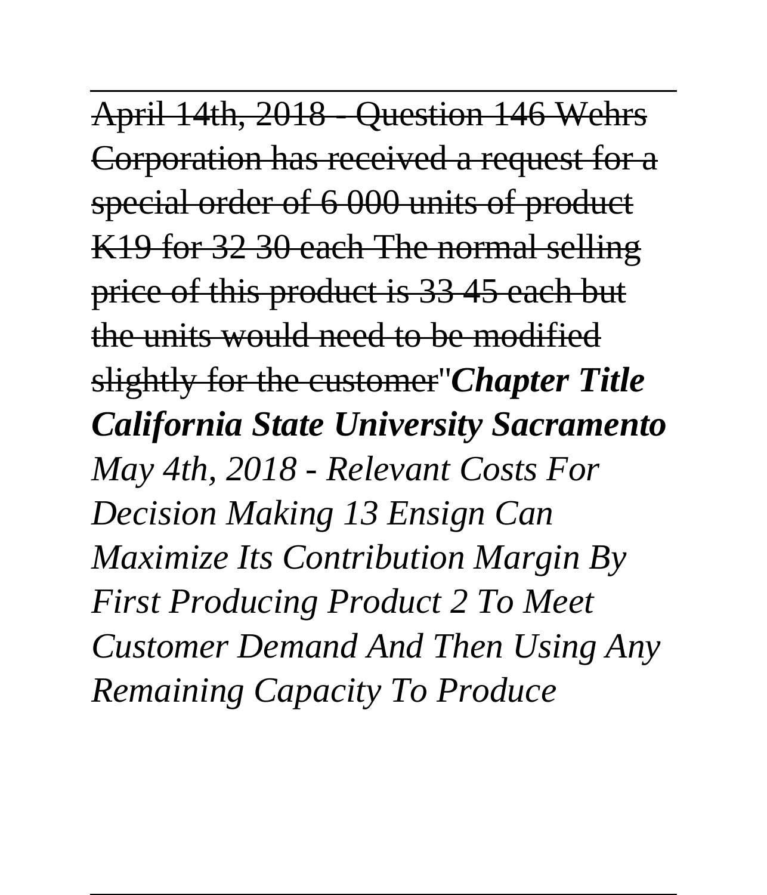~~April 14th, 2018 - Question 146 Wehrs Corporation has received a request for a special order of 6 000 units of product K19 for 32 30 each The normal selling price of this product is 33 45 each but the units would need to be modified slightly for the customer~~''***Chapter Title California State University Sacramento***

*May 4th, 2018 - Relevant Costs For Decision Making 13 Ensign Can Maximize Its Contribution Margin By First Producing Product 2 To Meet Customer Demand And Then Using Any Remaining Capacity To Produce*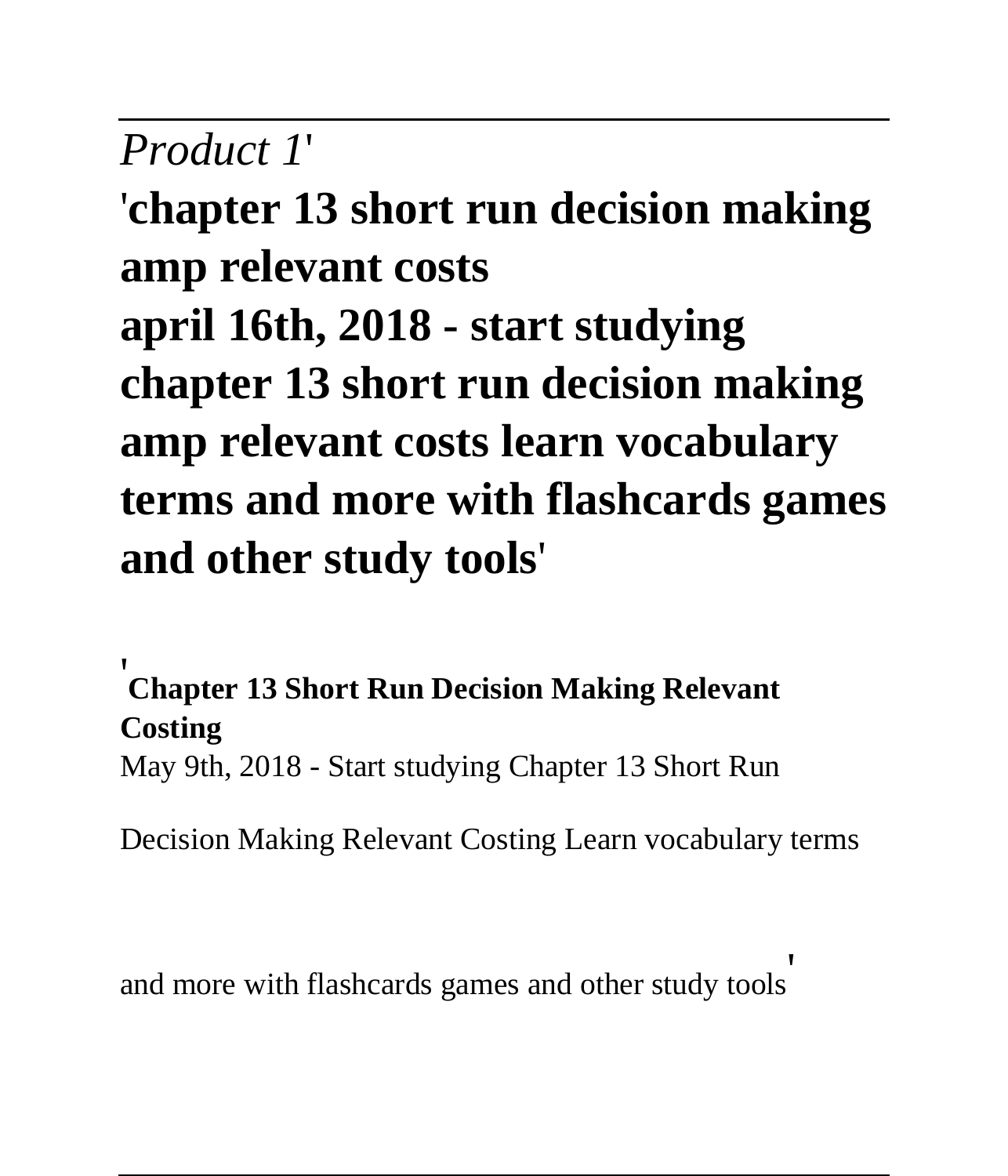*Product 1'*

**'chapter 13 short run decision making amp relevant costs**
**april 16th, 2018 - start studying chapter 13 short run decision making amp relevant costs learn vocabulary terms and more with flashcards games and other study tools'**

'**Chapter 13 Short Run Decision Making Relevant Costing**
May 9th, 2018 - Start studying Chapter 13 Short Run Decision Making Relevant Costing Learn vocabulary terms and more with flashcards games and other study tools'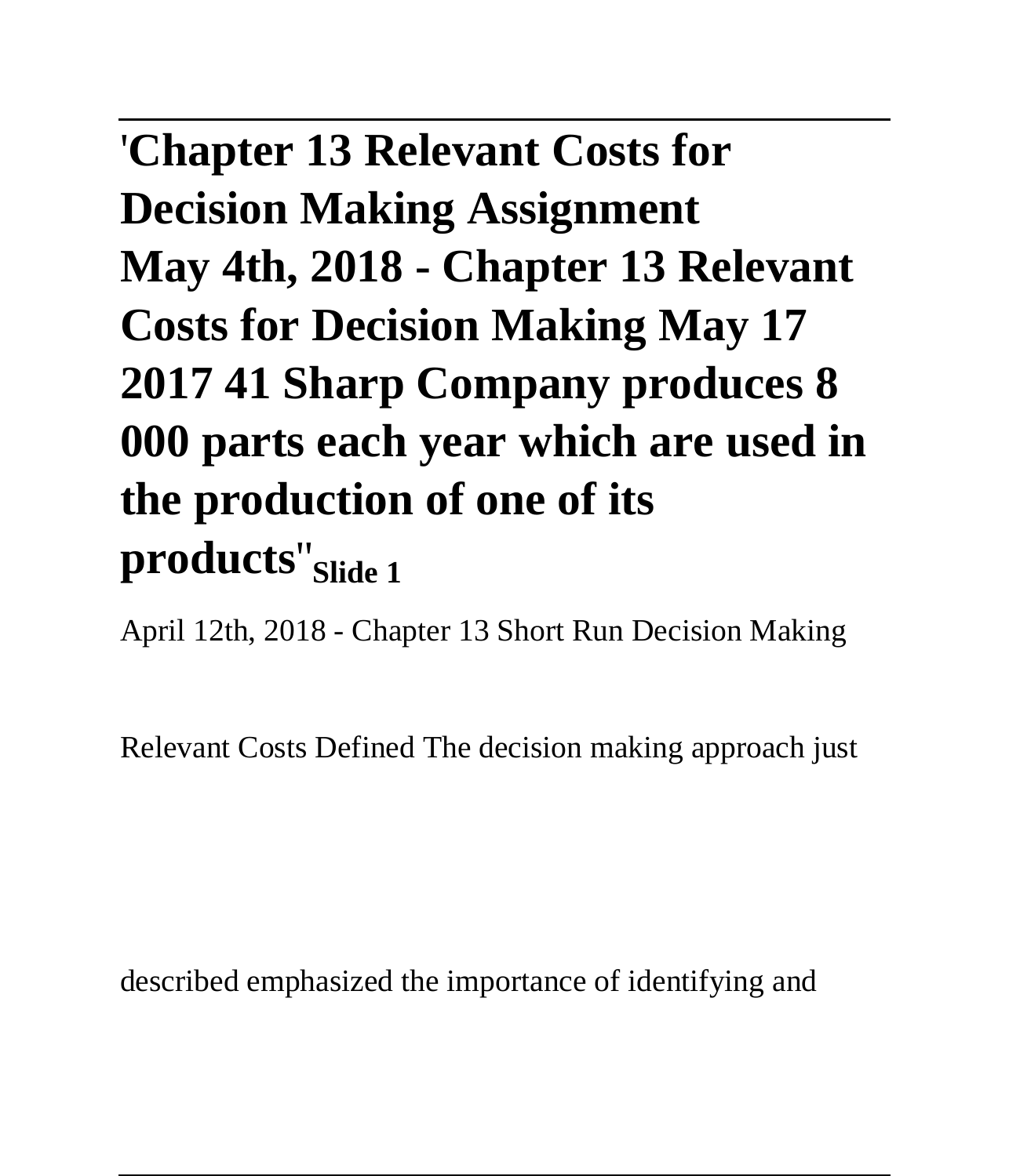**'Chapter 13 Relevant Costs for Decision Making Assignment May 4th, 2018 - Chapter 13 Relevant Costs for Decision Making May 17 2017 41 Sharp Company produces 8 000 parts each year which are used in the production of one of its products''**Slide 1

April 12th, 2018 - Chapter 13 Short Run Decision Making

Relevant Costs Defined The decision making approach just

described emphasized the importance of identifying and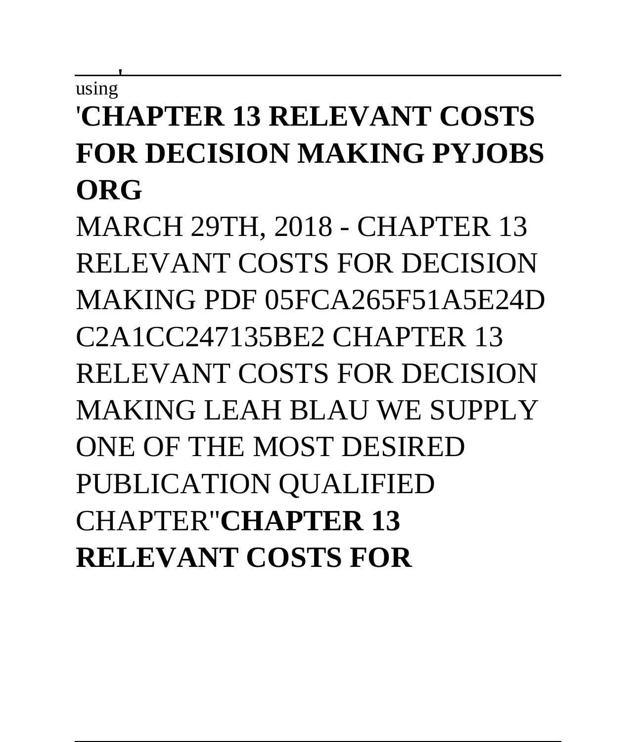using

'**CHAPTER 13 RELEVANT COSTS FOR DECISION MAKING PYJOBS ORG**

MARCH 29TH, 2018 - CHAPTER 13 RELEVANT COSTS FOR DECISION MAKING PDF 05FCA265F51A5E24D C2A1CC247135BE2 CHAPTER 13 RELEVANT COSTS FOR DECISION MAKING LEAH BLAU WE SUPPLY ONE OF THE MOST DESIRED PUBLICATION QUALIFIED CHAPTER''**CHAPTER 13 RELEVANT COSTS FOR**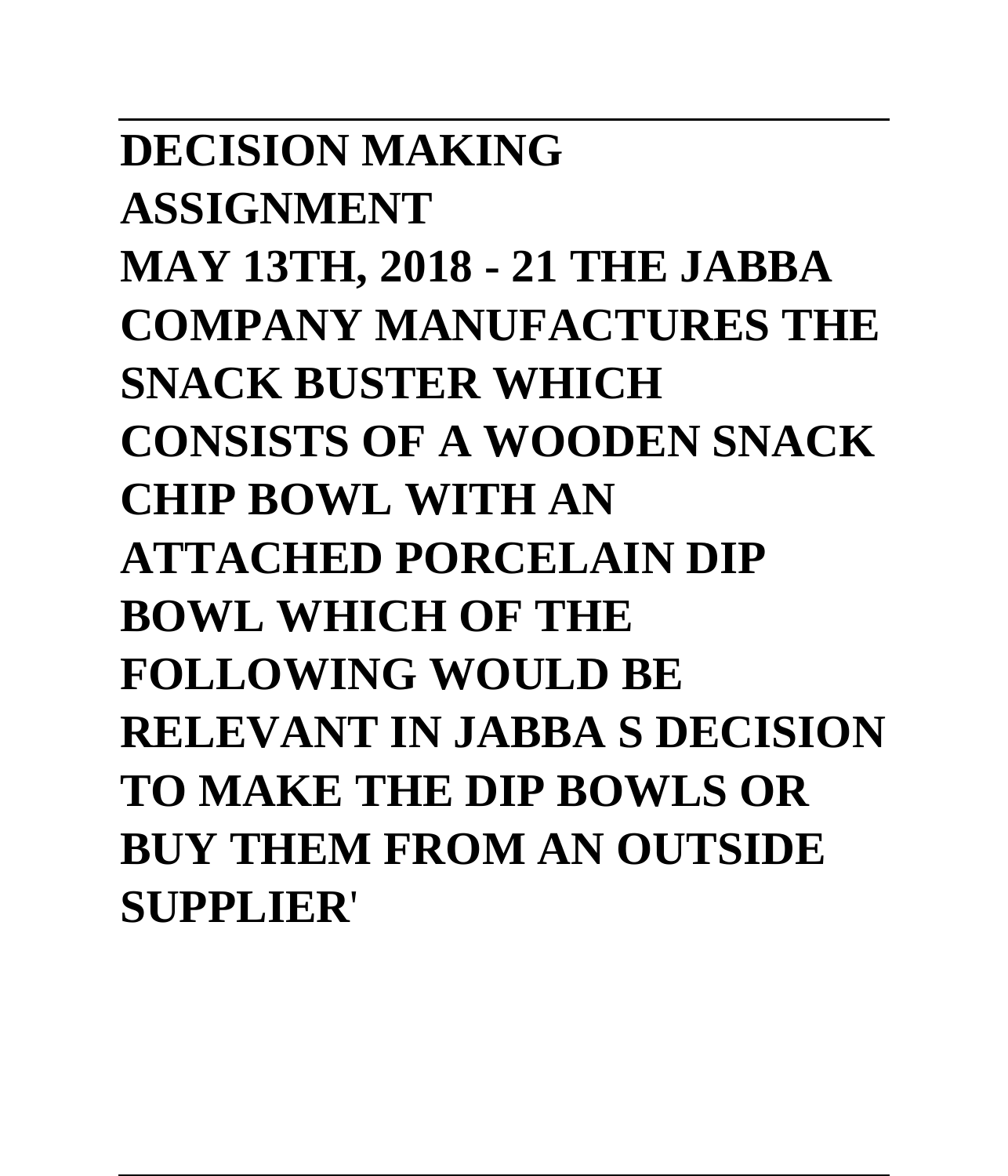**DECISION MAKING ASSIGNMENT**

**MAY 13TH, 2018 - 21 THE JABBA COMPANY MANUFACTURES THE SNACK BUSTER WHICH CONSISTS OF A WOODEN SNACK CHIP BOWL WITH AN ATTACHED PORCELAIN DIP BOWL WHICH OF THE FOLLOWING WOULD BE RELEVANT IN JABBA S DECISION TO MAKE THE DIP BOWLS OR BUY THEM FROM AN OUTSIDE SUPPLIER'**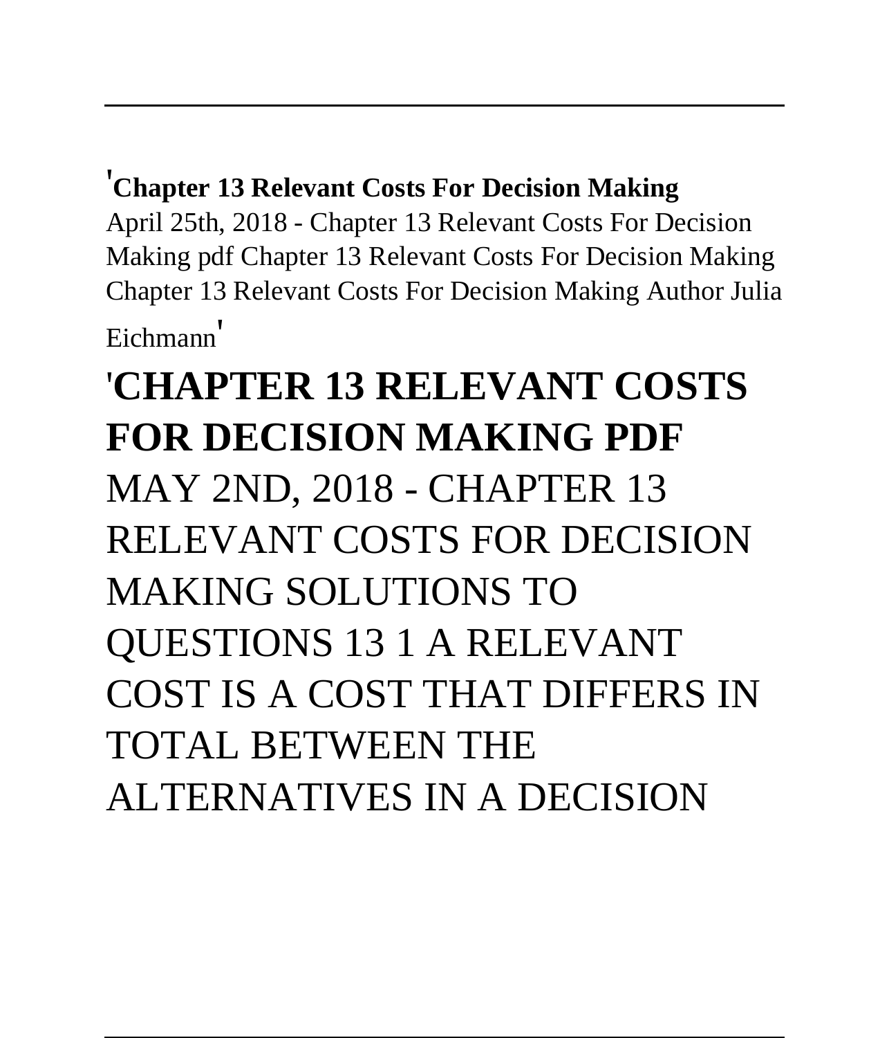'**Chapter 13 Relevant Costs For Decision Making**
April 25th, 2018 - Chapter 13 Relevant Costs For Decision Making pdf Chapter 13 Relevant Costs For Decision Making Chapter 13 Relevant Costs For Decision Making Author Julia Eichmann'

## '**CHAPTER 13 RELEVANT COSTS FOR DECISION MAKING PDF**

MAY 2ND, 2018 - CHAPTER 13 RELEVANT COSTS FOR DECISION MAKING SOLUTIONS TO QUESTIONS 13 1 A RELEVANT COST IS A COST THAT DIFFERS IN TOTAL BETWEEN THE ALTERNATIVES IN A DECISION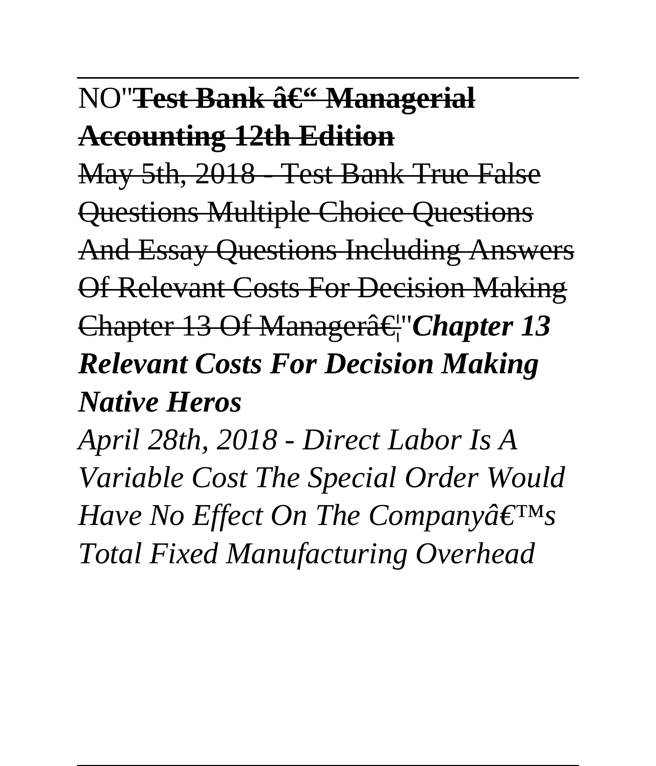NO''~~**Test Bank â€“ Managerial Accounting 12th Edition**~~

~~May 5th, 2018 - Test Bank True False Questions Multiple Choice Questions And Essay Questions Including Answers Of Relevant Costs For Decision Making Chapter 13 Of Managerâ€¦~~''***Chapter 13 Relevant Costs For Decision Making Native Heros***

*April 28th, 2018 - Direct Labor Is A Variable Cost The Special Order Would Have No Effect On The Companyâ€™s Total Fixed Manufacturing Overhead*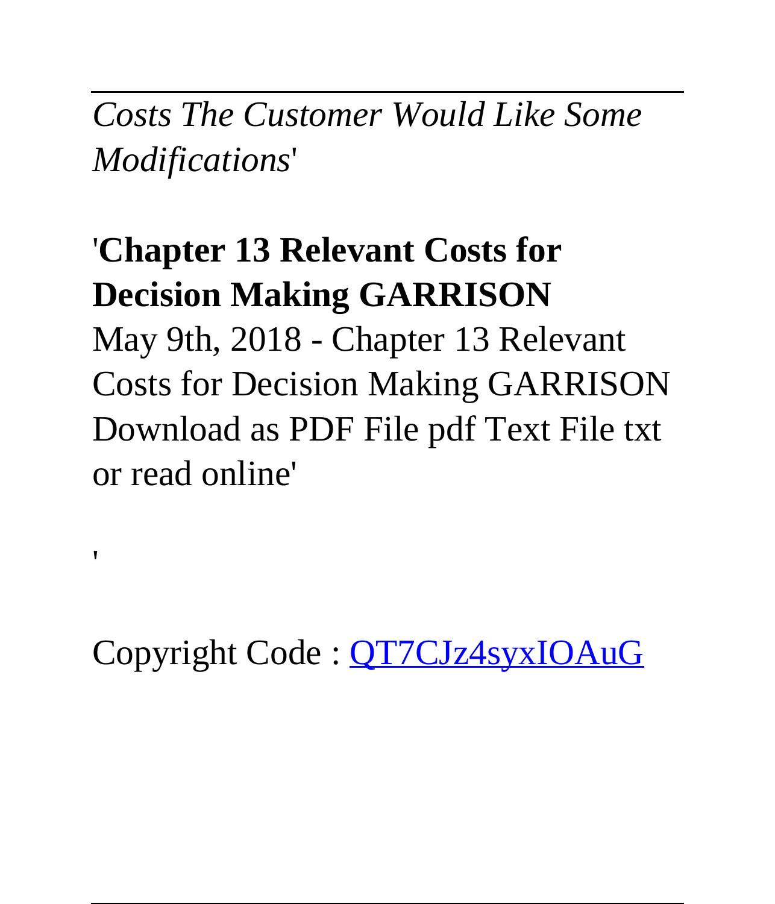*Costs The Customer Would Like Some Modifications*'

'**Chapter 13 Relevant Costs for Decision Making GARRISON**
May 9th, 2018 - Chapter 13 Relevant Costs for Decision Making GARRISON Download as PDF File pdf Text File txt or read online'

'

Copyright Code : QT7CJz4syxIOAuG